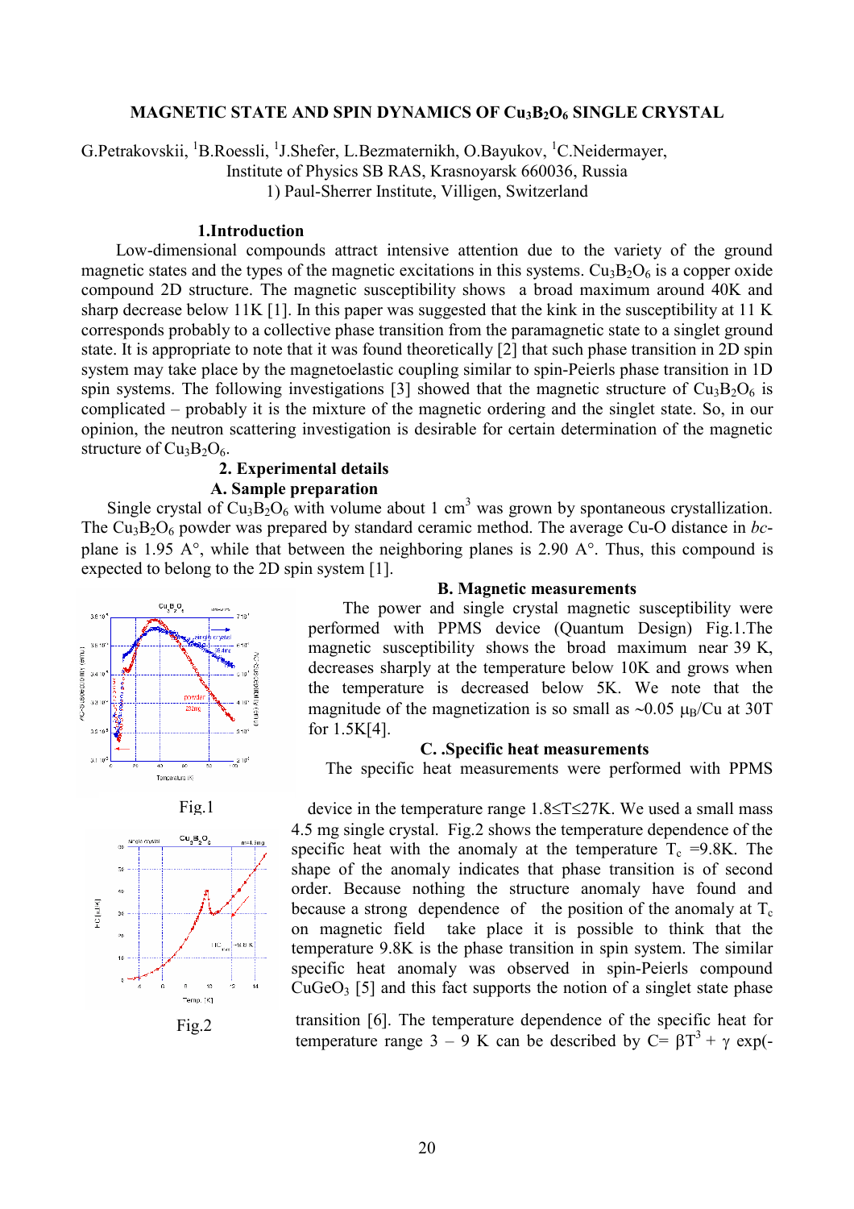# MAGNETIC STATE AND SPIN DYNAMICS OF $Cu_3B_2O_6$ SINGLE CRYSTAL

G.Petrakovskii, [1]B.Roessli, [1]J.Shefer, L.Bezmaternikh, O.Bayukov, [1]C.Neidermayer,
Institute of Physics SB RAS, Krasnoyarsk 660036, Russia
1) Paul-Sherrer Institute, Villigen, Switzerland

## 1.Introduction

Low-dimensional compounds attract intensive attention due to the variety of the ground magnetic states and the types of the magnetic excitations in this systems. $Cu_3B_2O_6$ is a copper oxide compound 2D structure. The magnetic susceptibility shows a broad maximum around 40K and sharp decrease below 11K [1]. In this paper was suggested that the kink in the susceptibility at 11 K corresponds probably to a collective phase transition from the paramagnetic state to a singlet ground state. It is appropriate to note that it was found theoretically [2] that such phase transition in 2D spin system may take place by the magnetoelastic coupling similar to spin-Peierls phase transition in 1D spin systems. The following investigations [3] showed that the magnetic structure of $Cu_3B_2O_6$ is complicated – probably it is the mixture of the magnetic ordering and the singlet state. So, in our opinion, the neutron scattering investigation is desirable for certain determination of the magnetic structure of $Cu_3B_2O_6$.

## 2. Experimental details

### A. Sample preparation

Single crystal of $Cu_3B_2O_6$ with volume about 1 $cm^3$ was grown by spontaneous crystallization. The $Cu_3B_2O_6$ powder was prepared by standard ceramic method. The average Cu-O distance in *bc*-plane is 1.95 A°, while that between the neighboring planes is 2.90 A°. Thus, this compound is expected to belong to the 2D spin system [1].

### B. Magnetic measurements

The power and single crystal magnetic susceptibility were performed with PPMS device (Quantum Design) Fig.1.The magnetic susceptibility shows the broad maximum near 39 K, decreases sharply at the temperature below 10K and grows when the temperature is decreased below 5K. We note that the magnitude of the magnetization is so small as ~0.05 $\mu_B$/Cu at 30T for 1.5K[4].

Fig.1

### C. .Specific heat measurements

The specific heat measurements were performed with PPMS device in the temperature range 1.8≤T≤27K. We used a small mass 4.5 mg single crystal. Fig.2 shows the temperature dependence of the specific heat with the anomaly at the temperature $T_c$ =9.8K. The shape of the anomaly indicates that phase transition is of second order. Because nothing the structure anomaly have found and because a strong dependence of the position of the anomaly at $T_c$ on magnetic field take place it is possible to think that the temperature 9.8K is the phase transition in spin system. The similar specific heat anomaly was observed in spin-Peierls compound $CuGeO_3$ [5] and this fact supports the notion of a singlet state phase transition [6]. The temperature dependence of the specific heat for temperature range 3 – 9 K can be described by C= $\beta T^3$ + $\gamma$ exp(-

Fig.2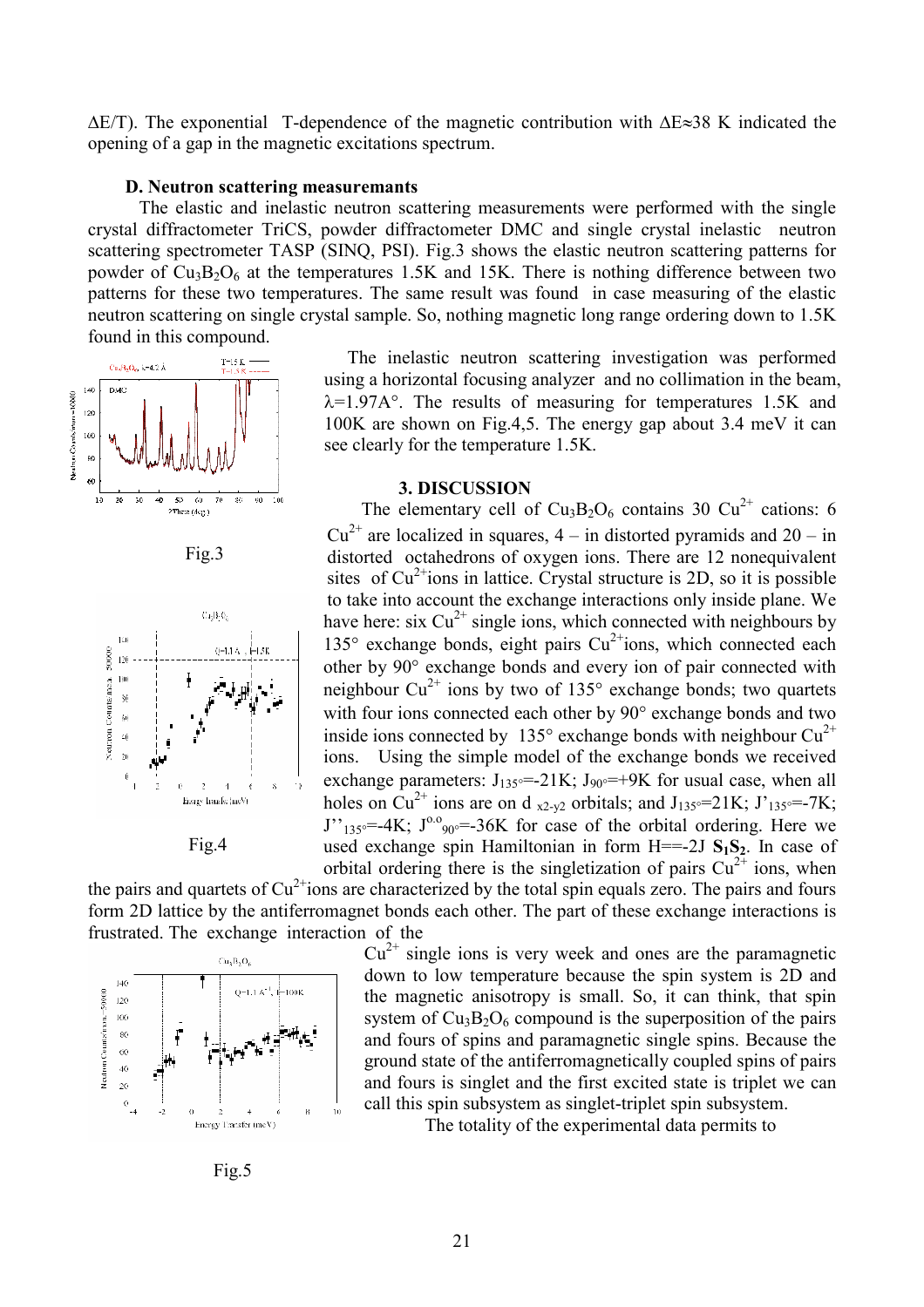ΔE/T). The exponential T-dependence of the magnetic contribution with ΔE≈38 K indicated the opening of a gap in the magnetic excitations spectrum.

### D. Neutron scattering measuremants

The elastic and inelastic neutron scattering measurements were performed with the single crystal diffractometer TriCS, powder diffractometer DMC and single crystal inelastic neutron scattering spectrometer TASP (SINQ, PSI). Fig.3 shows the elastic neutron scattering patterns for powder of $Cu_3B_2O_6$ at the temperatures 1.5K and 15K. There is nothing difference between two patterns for these two temperatures. The same result was found in case measuring of the elastic neutron scattering on single crystal sample. So, nothing magnetic long range ordering down to 1.5K found in this compound.

Fig.3

Fig.4

Fig.5

The inelastic neutron scattering investigation was performed using a horizontal focusing analyzer and no collimation in the beam, λ=1.97A°. The results of measuring for temperatures 1.5K and 100K are shown on Fig.4,5. The energy gap about 3.4 meV it can see clearly for the temperature 1.5K.

## 3. DISCUSSION

The elementary cell of $Cu_3B_2O_6$ contains 30 $Cu^{2+}$ cations: 6 $Cu^{2+}$ are localized in squares, 4 – in distorted pyramids and 20 – in distorted octahedrons of oxygen ions. There are 12 nonequivalent sites of $Cu^{2+}$ions in lattice. Crystal structure is 2D, so it is possible to take into account the exchange interactions only inside plane. We have here: six $Cu^{2+}$ single ions, which connected with neighbours by 135° exchange bonds, eight pairs $Cu^{2+}$ions, which connected each other by 90° exchange bonds and every ion of pair connected with neighbour $Cu^{2+}$ ions by two of 135° exchange bonds; two quartets with four ions connected each other by 90° exchange bonds and two inside ions connected by 135° exchange bonds with neighbour $Cu^{2+}$ ions. Using the simple model of the exchange bonds we received exchange parameters: $J_{135°}$=-21K; $J_{90°}$=+9K for usual case, when all holes on $Cu^{2+}$ ions are on d $_{x2-y2}$ orbitals; and $J_{135°}$=21K; $J'_{135°}$=-7K; $J''_{135°}$=-4K; $J^{o.o}_{90°}$=-36K for case of the orbital ordering. Here we used exchange spin Hamiltonian in form H==-2J $\mathbf{S_1S_2}$. In case of orbital ordering there is the singletization of pairs $Cu^{2+}$ ions, when the pairs and quartets of $Cu^{2+}$ions are characterized by the total spin equals zero. The pairs and fours form 2D lattice by the antiferromagnet bonds each other. The part of these exchange interactions is frustrated. The exchange interaction of the $Cu^{2+}$ single ions is very week and ones are the paramagnetic down to low temperature because the spin system is 2D and the magnetic anisotropy is small. So, it can think, that spin system of $Cu_3B_2O_6$ compound is the superposition of the pairs and fours of spins and paramagnetic single spins. Because the ground state of the antiferromagnetically coupled spins of pairs and fours is singlet and the first excited state is triplet we can call this spin subsystem as singlet-triplet spin subsystem.

The totality of the experimental data permits to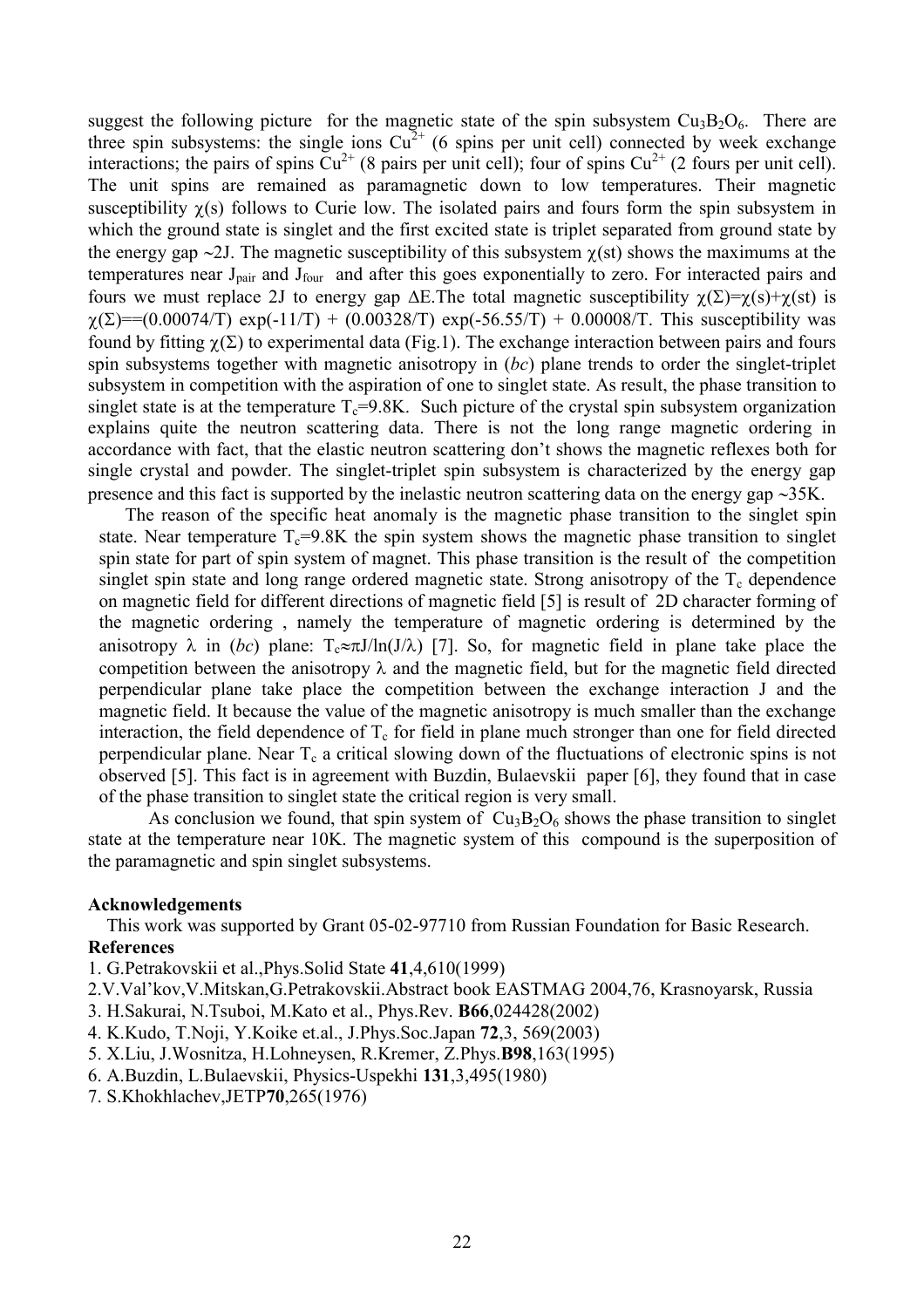suggest the following picture for the magnetic state of the spin subsystem $Cu_3B_2O_6$. There are three spin subsystems: the single ions $Cu^{2+}$ (6 spins per unit cell) connected by week exchange interactions; the pairs of spins $Cu^{2+}$ (8 pairs per unit cell); four of spins $Cu^{2+}$ (2 fours per unit cell). The unit spins are remained as paramagnetic down to low temperatures. Their magnetic susceptibility $\chi(s)$ follows to Curie low. The isolated pairs and fours form the spin subsystem in which the ground state is singlet and the first excited state is triplet separated from ground state by the energy gap ~2J. The magnetic susceptibility of this subsystem $\chi(st)$ shows the maximums at the temperatures near $J_{pair}$ and $J_{four}$ and after this goes exponentially to zero. For interacted pairs and fours we must replace 2J to energy gap $\Delta E$.The total magnetic susceptibility $\chi(\Sigma)=\chi(s)+\chi(st)$ is $\chi(\Sigma)==(0.00074/T)\exp(-11/T) + (0.00328/T)\exp(-56.55/T) + 0.00008/T$. This susceptibility was found by fitting $\chi(\Sigma)$ to experimental data (Fig.1). The exchange interaction between pairs and fours spin subsystems together with magnetic anisotropy in (*bc*) plane trends to order the singlet-triplet subsystem in competition with the aspiration of one to singlet state. As result, the phase transition to singlet state is at the temperature $T_c$=9.8K. Such picture of the crystal spin subsystem organization explains quite the neutron scattering data. There is not the long range magnetic ordering in accordance with fact, that the elastic neutron scattering don't shows the magnetic reflexes both for single crystal and powder. The singlet-triplet spin subsystem is characterized by the energy gap presence and this fact is supported by the inelastic neutron scattering data on the energy gap ~35K.

The reason of the specific heat anomaly is the magnetic phase transition to the singlet spin state. Near temperature $T_c$=9.8K the spin system shows the magnetic phase transition to singlet spin state for part of spin system of magnet. This phase transition is the result of the competition singlet spin state and long range ordered magnetic state. Strong anisotropy of the $T_c$ dependence on magnetic field for different directions of magnetic field [5] is result of 2D character forming of the magnetic ordering , namely the temperature of magnetic ordering is determined by the anisotropy $\lambda$ in (*bc*) plane: $T_c \approx \pi J/\ln(J/\lambda)$ [7]. So, for magnetic field in plane take place the competition between the anisotropy $\lambda$ and the magnetic field, but for the magnetic field directed perpendicular plane take place the competition between the exchange interaction J and the magnetic field. It because the value of the magnetic anisotropy is much smaller than the exchange interaction, the field dependence of $T_c$ for field in plane much stronger than one for field directed perpendicular plane. Near $T_c$ a critical slowing down of the fluctuations of electronic spins is not observed [5]. This fact is in agreement with Buzdin, Bulaevskii paper [6], they found that in case of the phase transition to singlet state the critical region is very small.

As conclusion we found, that spin system of $Cu_3B_2O_6$ shows the phase transition to singlet state at the temperature near 10K. The magnetic system of this compound is the superposition of the paramagnetic and spin singlet subsystems.

**Acknowledgements**

This work was supported by Grant 05-02-97710 from Russian Foundation for Basic Research.

**References**

1. G.Petrakovskii et al.,Phys.Solid State **41**,4,610(1999)
2. V.Val'kov,V.Mitskan,G.Petrakovskii.Abstract book EASTMAG 2004,76, Krasnoyarsk, Russia
3. H.Sakurai, N.Tsuboi, M.Kato et al., Phys.Rev. **B66**,024428(2002)
4. K.Kudo, T.Noji, Y.Koike et.al., J.Phys.Soc.Japan **72**,3, 569(2003)
5. X.Liu, J.Wosnitza, H.Lohneysen, R.Kremer, Z.Phys.**B98**,163(1995)
6. A.Buzdin, L.Bulaevskii, Physics-Uspekhi **131**,3,495(1980)
7. S.Khokhlachev,JETP**70**,265(1976)